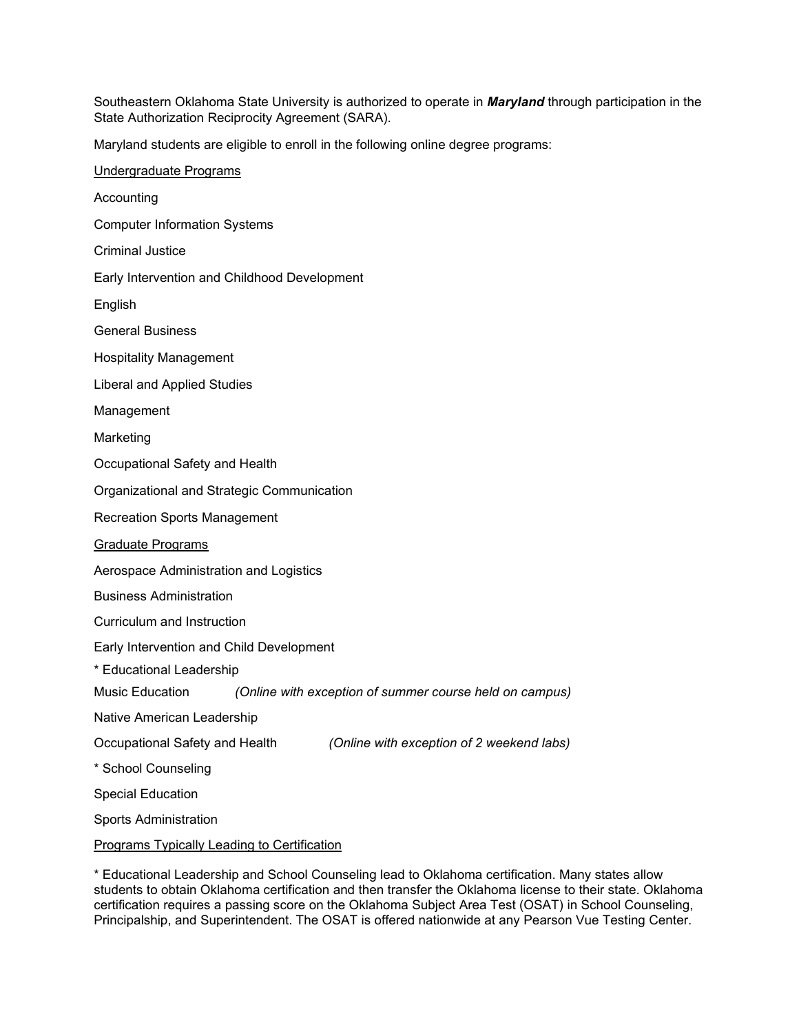Southeastern Oklahoma State University is authorized to operate in ***Maryland*** through participation in the State Authorization Reciprocity Agreement (SARA).

Maryland students are eligible to enroll in the following online degree programs:

<u>Undergraduate Programs</u>

Accounting

Computer Information Systems

Criminal Justice

Early Intervention and Childhood Development

English

General Business

Hospitality Management

Liberal and Applied Studies

Management

Marketing

Occupational Safety and Health

Organizational and Strategic Communication

Recreation Sports Management

<u>Graduate Programs</u>

Aerospace Administration and Logistics

Business Administration

Curriculum and Instruction

Early Intervention and Child Development

* Educational Leadership

Music Education *(Online with exception of summer course held on campus)*

Native American Leadership

Occupational Safety and Health *(Online with exception of 2 weekend labs)*

* School Counseling

Special Education

Sports Administration

<u>Programs Typically Leading to Certification</u>

* Educational Leadership and School Counseling lead to Oklahoma certification. Many states allow students to obtain Oklahoma certification and then transfer the Oklahoma license to their state. Oklahoma certification requires a passing score on the Oklahoma Subject Area Test (OSAT) in School Counseling, Principalship, and Superintendent. The OSAT is offered nationwide at any Pearson Vue Testing Center.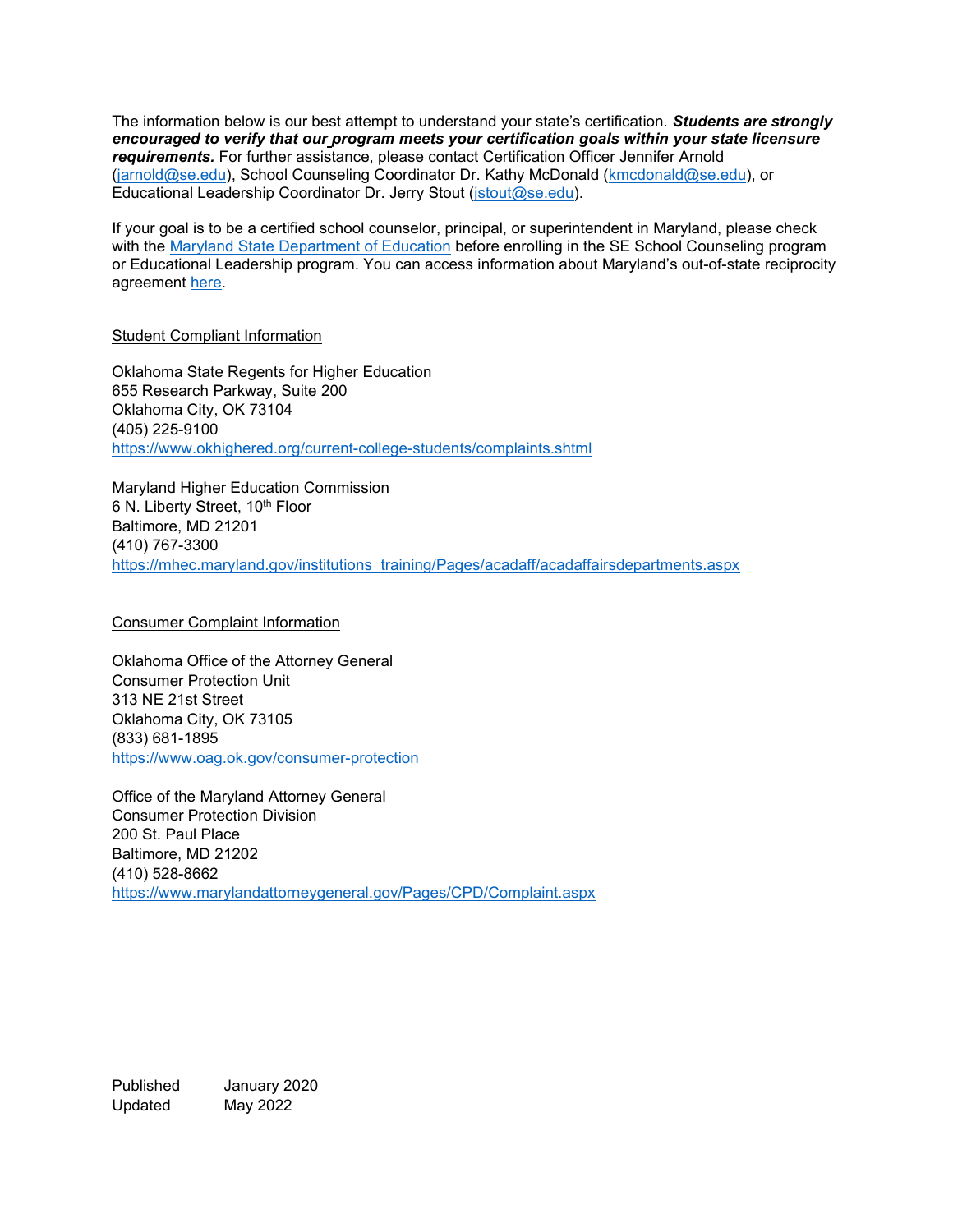The information below is our best attempt to understand your state's certification. ***Students are strongly encouraged to verify that our program meets your certification goals within your state licensure requirements.*** For further assistance, please contact Certification Officer Jennifer Arnold (jarnold@se.edu), School Counseling Coordinator Dr. Kathy McDonald (kmcdonald@se.edu), or Educational Leadership Coordinator Dr. Jerry Stout (jstout@se.edu).

If your goal is to be a certified school counselor, principal, or superintendent in Maryland, please check with the Maryland State Department of Education before enrolling in the SE School Counseling program or Educational Leadership program. You can access information about Maryland's out-of-state reciprocity agreement here.

Student Compliant Information

Oklahoma State Regents for Higher Education
655 Research Parkway, Suite 200
Oklahoma City, OK 73104
(405) 225-9100
https://www.okhighered.org/current-college-students/complaints.shtml

Maryland Higher Education Commission
6 N. Liberty Street, 10th Floor
Baltimore, MD 21201
(410) 767-3300
https://mhec.maryland.gov/institutions_training/Pages/acadaff/acadaffairsdepartments.aspx

Consumer Complaint Information

Oklahoma Office of the Attorney General
Consumer Protection Unit
313 NE 21st Street
Oklahoma City, OK 73105
(833) 681-1895
https://www.oag.ok.gov/consumer-protection

Office of the Maryland Attorney General
Consumer Protection Division
200 St. Paul Place
Baltimore, MD 21202
(410) 528-8662
https://www.marylandattorneygeneral.gov/Pages/CPD/Complaint.aspx

Published January 2020
Updated May 2022